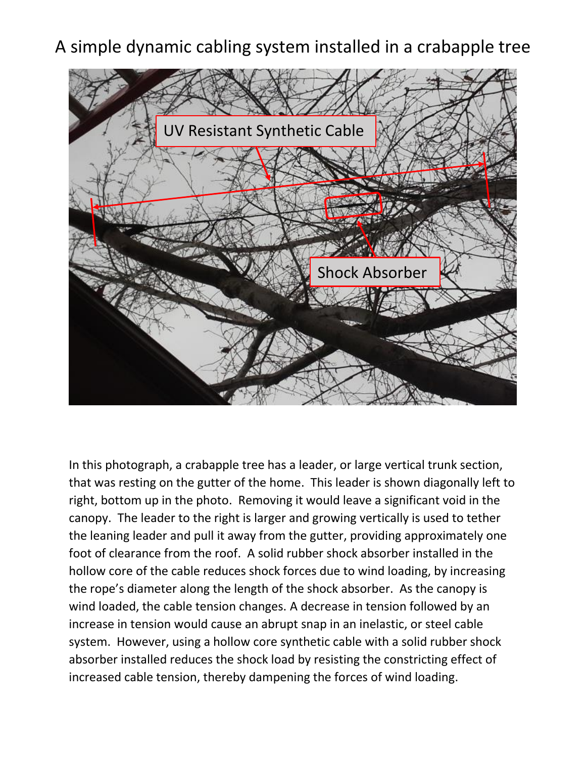# A simple dynamic cabling system installed in a crabapple tree

In this photograph, a crabapple tree has a leader, or large vertical trunk section, that was resting on the gutter of the home. This leader is shown diagonally left to right, bottom up in the photo. Removing it would leave a significant void in the canopy. The leader to the right is larger and growing vertically is used to tether the leaning leader and pull it away from the gutter, providing approximately one foot of clearance from the roof. A solid rubber shock absorber installed in the hollow core of the cable reduces shock forces due to wind loading, by increasing the rope's diameter along the length of the shock absorber. As the canopy is wind loaded, the cable tension changes. A decrease in tension followed by an increase in tension would cause an abrupt snap in an inelastic, or steel cable system. However, using a hollow core synthetic cable with a solid rubber shock absorber installed reduces the shock load by resisting the constricting effect of increased cable tension, thereby dampening the forces of wind loading.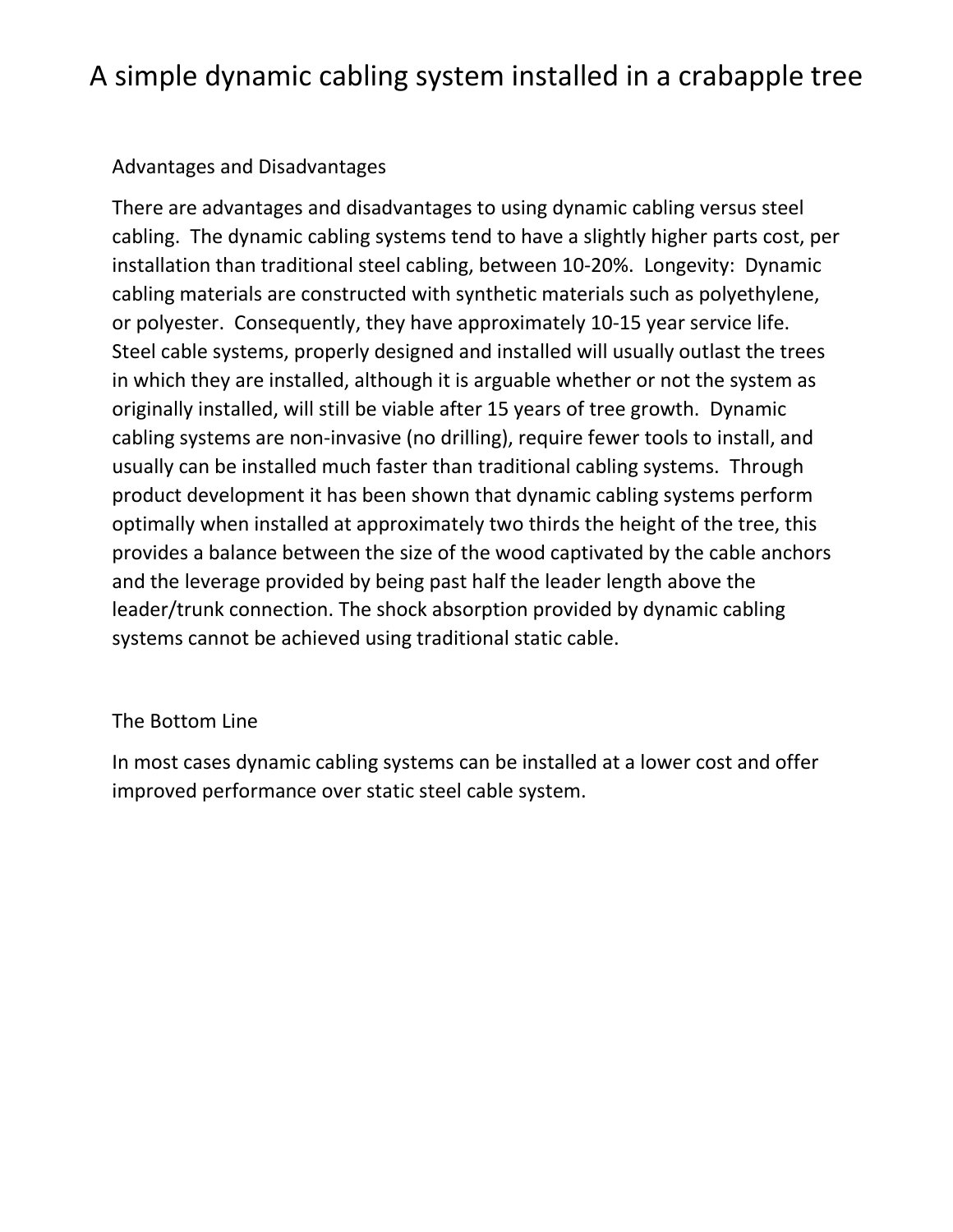# A simple dynamic cabling system installed in a crabapple tree

## Advantages and Disadvantages

There are advantages and disadvantages to using dynamic cabling versus steel cabling. The dynamic cabling systems tend to have a slightly higher parts cost, per installation than traditional steel cabling, between 10-20%. Longevity: Dynamic cabling materials are constructed with synthetic materials such as polyethylene, or polyester. Consequently, they have approximately 10-15 year service life. Steel cable systems, properly designed and installed will usually outlast the trees in which they are installed, although it is arguable whether or not the system as originally installed, will still be viable after 15 years of tree growth. Dynamic cabling systems are non-invasive (no drilling), require fewer tools to install, and usually can be installed much faster than traditional cabling systems. Through product development it has been shown that dynamic cabling systems perform optimally when installed at approximately two thirds the height of the tree, this provides a balance between the size of the wood captivated by the cable anchors and the leverage provided by being past half the leader length above the leader/trunk connection. The shock absorption provided by dynamic cabling systems cannot be achieved using traditional static cable.

## The Bottom Line

In most cases dynamic cabling systems can be installed at a lower cost and offer improved performance over static steel cable system.